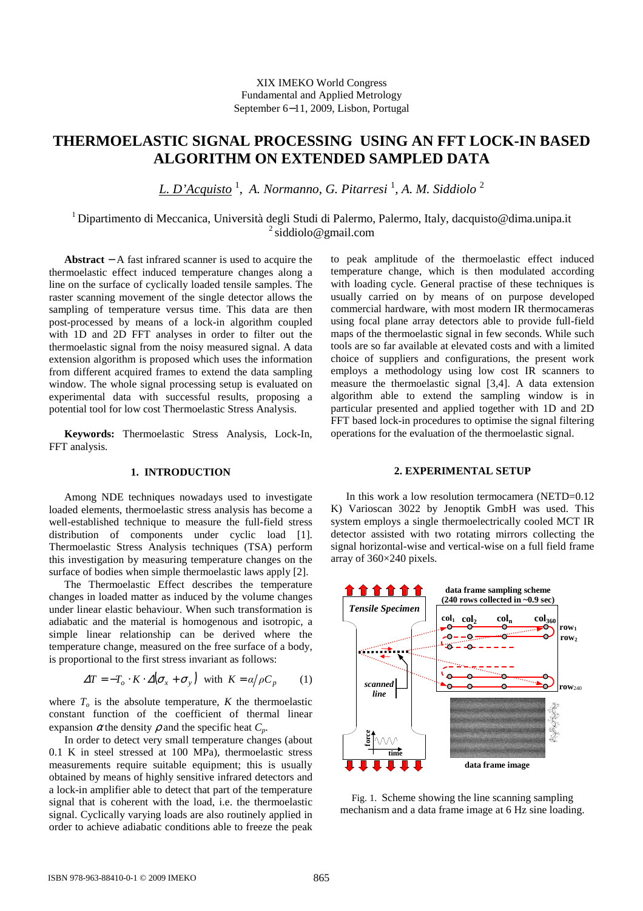XIX IMEKO World Congress
Fundamental and Applied Metrology
September 6−11, 2009, Lisbon, Portugal

# THERMOELASTIC SIGNAL PROCESSING USING AN FFT LOCK-IN BASED ALGORITHM ON EXTENDED SAMPLED DATA

*L. D'Acquisto* [1], *A. Normanno*, *G. Pitarresi* [1], *A. M. Siddiolo* [2]

[1] Dipartimento di Meccanica, Università degli Studi di Palermo, Palermo, Italy, dacquisto@dima.unipa.it
[2] siddiolo@gmail.com

**Abstract** − A fast infrared scanner is used to acquire the thermoelastic effect induced temperature changes along a line on the surface of cyclically loaded tensile samples. The raster scanning movement of the single detector allows the sampling of temperature versus time. This data are then post-processed by means of a lock-in algorithm coupled with 1D and 2D FFT analyses in order to filter out the thermoelastic signal from the noisy measured signal. A data extension algorithm is proposed which uses the information from different acquired frames to extend the data sampling window. The whole signal processing setup is evaluated on experimental data with successful results, proposing a potential tool for low cost Thermoelastic Stress Analysis.

**Keywords:** Thermoelastic Stress Analysis, Lock-In, FFT analysis.

## 1. INTRODUCTION

Among NDE techniques nowadays used to investigate loaded elements, thermoelastic stress analysis has become a well-established technique to measure the full-field stress distribution of components under cyclic load [1]. Thermoelastic Stress Analysis techniques (TSA) perform this investigation by measuring temperature changes on the surface of bodies when simple thermoelastic laws apply [2].

The Thermoelastic Effect describes the temperature changes in loaded matter as induced by the volume changes under linear elastic behaviour. When such transformation is adiabatic and the material is homogenous and isotropic, a simple linear relationship can be derived where the temperature change, measured on the free surface of a body, is proportional to the first stress invariant as follows:

$$\Delta T = -T_o \cdot K \cdot \Delta(\sigma_x + \sigma_y) \quad \text{with} \quad K = \alpha / \rho C_p \qquad (1)$$

where $T_o$ is the absolute temperature, $K$ the thermoelastic constant function of the coefficient of thermal linear expansion $\alpha$ the density $\rho$ and the specific heat $C_p$.

In order to detect very small temperature changes (about 0.1 K in steel stressed at 100 MPa), thermoelastic stress measurements require suitable equipment; this is usually obtained by means of highly sensitive infrared detectors and a lock-in amplifier able to detect that part of the temperature signal that is coherent with the load, i.e. the thermoelastic signal. Cyclically varying loads are also routinely applied in order to achieve adiabatic conditions able to freeze the peak to peak amplitude of the thermoelastic effect induced temperature change, which is then modulated according with loading cycle. General practise of these techniques is usually carried on by means of on purpose developed commercial hardware, with most modern IR thermocameras using focal plane array detectors able to provide full-field maps of the thermoelastic signal in few seconds. While such tools are so far available at elevated costs and with a limited choice of suppliers and configurations, the present work employs a methodology using low cost IR scanners to measure the thermoelastic signal [3,4]. A data extension algorithm able to extend the sampling window is in particular presented and applied together with 1D and 2D FFT based lock-in procedures to optimise the signal filtering operations for the evaluation of the thermoelastic signal.

## 2. EXPERIMENTAL SETUP

In this work a low resolution termocamera (NETD=0.12 K) Varioscan 3022 by Jenoptik GmbH was used. This system employs a single thermoelectrically cooled MCT IR detector assisted with two rotating mirrors collecting the signal horizontal-wise and vertical-wise on a full field frame array of 360×240 pixels.

Tensile Specimen
scanned line
force
time
data frame sampling scheme
(240 rows collected in ~0.9 sec)
col$_1$ col$_2$ col$_n$ col$_{360}$
row$_1$
row$_2$
row$_{240}$
data frame image

Fig. 1. Scheme showing the line scanning sampling mechanism and a data frame image at 6 Hz sine loading.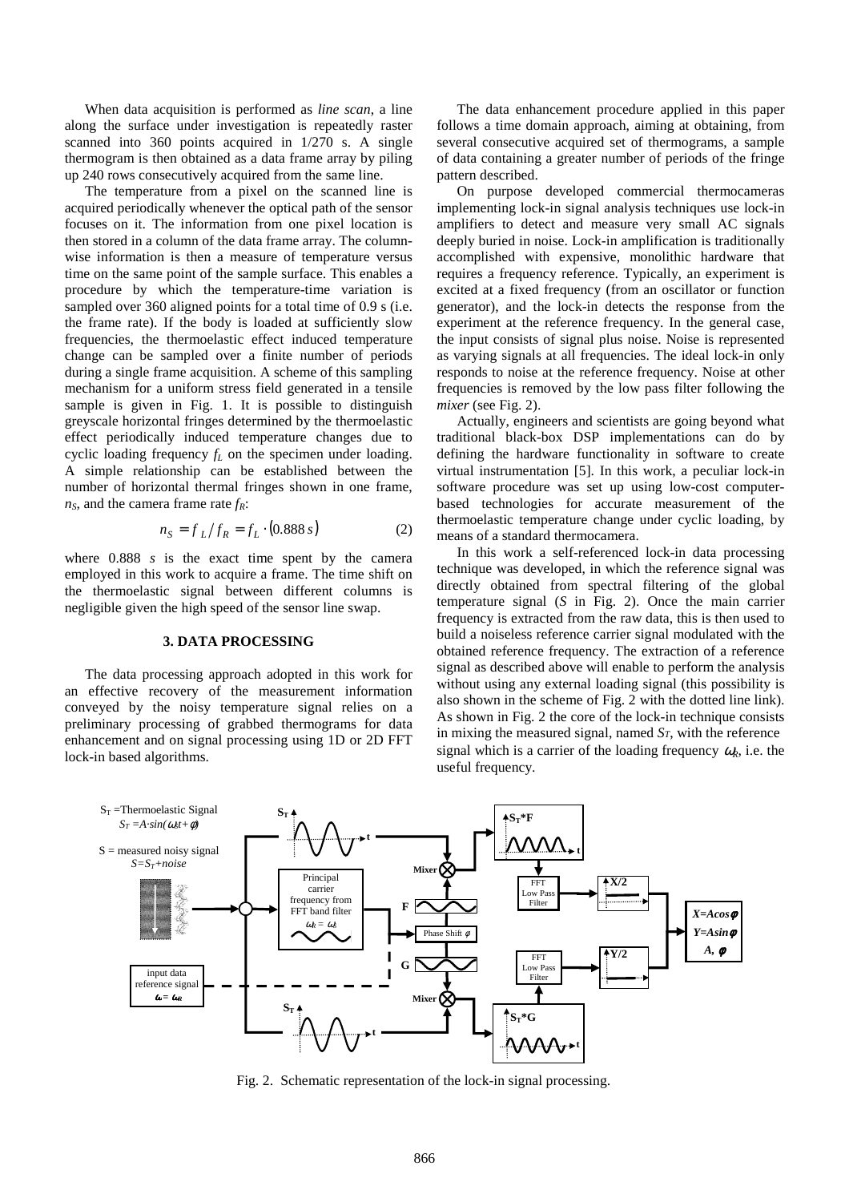When data acquisition is performed as *line scan*, a line along the surface under investigation is repeatedly raster scanned into 360 points acquired in 1/270 s. A single thermogram is then obtained as a data frame array by piling up 240 rows consecutively acquired from the same line.

The temperature from a pixel on the scanned line is acquired periodically whenever the optical path of the sensor focuses on it. The information from one pixel location is then stored in a column of the data frame array. The column-wise information is then a measure of temperature versus time on the same point of the sample surface. This enables a procedure by which the temperature-time variation is sampled over 360 aligned points for a total time of 0.9 s (i.e. the frame rate). If the body is loaded at sufficiently slow frequencies, the thermoelastic effect induced temperature change can be sampled over a finite number of periods during a single frame acquisition. A scheme of this sampling mechanism for a uniform stress field generated in a tensile sample is given in Fig. 1. It is possible to distinguish greyscale horizontal fringes determined by the thermoelastic effect periodically induced temperature changes due to cyclic loading frequency $f_L$ on the specimen under loading. A simple relationship can be established between the number of horizontal thermal fringes shown in one frame, $n_S$, and the camera frame rate $f_R$:

$$n_S = f_L / f_R = f_L \cdot (0.888\,s) \tag{2}$$

where 0.888 *s* is the exact time spent by the camera employed in this work to acquire a frame. The time shift on the thermoelastic signal between different columns is negligible given the high speed of the sensor line swap.

## 3. DATA PROCESSING

The data processing approach adopted in this work for an effective recovery of the measurement information conveyed by the noisy temperature signal relies on a preliminary processing of grabbed thermograms for data enhancement and on signal processing using 1D or 2D FFT lock-in based algorithms.

The data enhancement procedure applied in this paper follows a time domain approach, aiming at obtaining, from several consecutive acquired set of thermograms, a sample of data containing a greater number of periods of the fringe pattern described.

On purpose developed commercial thermocameras implementing lock-in signal analysis techniques use lock-in amplifiers to detect and measure very small AC signals deeply buried in noise. Lock-in amplification is traditionally accomplished with expensive, monolithic hardware that requires a frequency reference. Typically, an experiment is excited at a fixed frequency (from an oscillator or function generator), and the lock-in detects the response from the experiment at the reference frequency. In the general case, the input consists of signal plus noise. Noise is represented as varying signals at all frequencies. The ideal lock-in only responds to noise at the reference frequency. Noise at other frequencies is removed by the low pass filter following the *mixer* (see Fig. 2).

Actually, engineers and scientists are going beyond what traditional black-box DSP implementations can do by defining the hardware functionality in software to create virtual instrumentation [5]. In this work, a peculiar lock-in software procedure was set up using low-cost computer-based technologies for accurate measurement of the thermoelastic temperature change under cyclic loading, by means of a standard thermocamera.

In this work a self-referenced lock-in data processing technique was developed, in which the reference signal was directly obtained from spectral filtering of the global temperature signal (*S* in Fig. 2). Once the main carrier frequency is extracted from the raw data, this is then used to build a noiseless reference carrier signal modulated with the obtained reference frequency. The extraction of a reference signal as described above will enable to perform the analysis without using any external loading signal (this possibility is also shown in the scheme of Fig. 2 with the dotted line link). As shown in Fig. 2 the core of the lock-in technique consists in mixing the measured signal, named $S_T$, with the reference signal which is a carrier of the loading frequency $\omega_k$, i.e. the useful frequency.

$S_T$ =Thermoelastic Signal
$S_T = A \cdot \sin(\omega_k t + \phi)$
S = measured noisy signal
$S = S_T + noise$
Principal carrier frequency from FFT band filter
$\omega_k = \omega_k$
input data reference signal
$\omega_k = \omega_R$
$S_T$
t
Mixer
F
Phase Shift $\phi$
G
Mixer
$S_T$*F
$S_T$*G
FFT Low Pass Filter
X/2
Y/2
$X = A\cos\phi$
$Y = A\sin\phi$
$A$, $\phi$

Fig. 2. Schematic representation of the lock-in signal processing.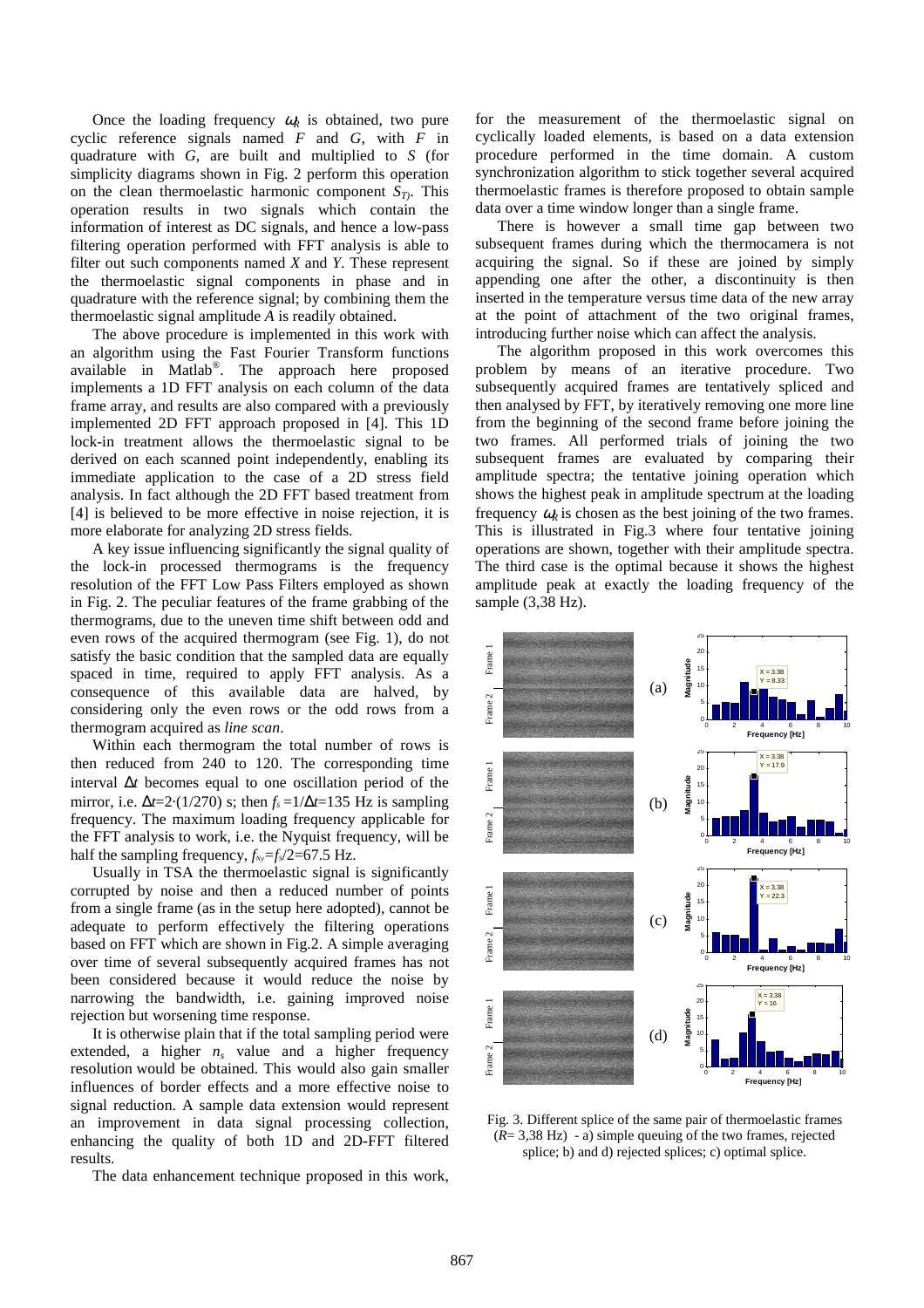Once the loading frequency $\omega_R$ is obtained, two pure cyclic reference signals named $F$ and $G$, with $F$ in quadrature with $G$, are built and multiplied to $S$ (for simplicity diagrams shown in Fig. 2 perform this operation on the clean thermoelastic harmonic component $S_T$). This operation results in two signals which contain the information of interest as DC signals, and hence a low-pass filtering operation performed with FFT analysis is able to filter out such components named $X$ and $Y$. These represent the thermoelastic signal components in phase and in quadrature with the reference signal; by combining them the thermoelastic signal amplitude $A$ is readily obtained.

The above procedure is implemented in this work with an algorithm using the Fast Fourier Transform functions available in Matlab®. The approach here proposed implements a 1D FFT analysis on each column of the data frame array, and results are also compared with a previously implemented 2D FFT approach proposed in [4]. This 1D lock-in treatment allows the thermoelastic signal to be derived on each scanned point independently, enabling its immediate application to the case of a 2D stress field analysis. In fact although the 2D FFT based treatment from [4] is believed to be more effective in noise rejection, it is more elaborate for analyzing 2D stress fields.

A key issue influencing significantly the signal quality of the lock-in processed thermograms is the frequency resolution of the FFT Low Pass Filters employed as shown in Fig. 2. The peculiar features of the frame grabbing of the thermograms, due to the uneven time shift between odd and even rows of the acquired thermogram (see Fig. 1), do not satisfy the basic condition that the sampled data are equally spaced in time, required to apply FFT analysis. As a consequence of this available data are halved, by considering only the even rows or the odd rows from a thermogram acquired as *line scan*.

Within each thermogram the total number of rows is then reduced from 240 to 120. The corresponding time interval $\Delta t$ becomes equal to one oscillation period of the mirror, i.e. $\Delta t$=2·(1/270) s; then $f_s$ =1/$\Delta t$=135 Hz is sampling frequency. The maximum loading frequency applicable for the FFT analysis to work, i.e. the Nyquist frequency, will be half the sampling frequency, $f_{Ny}$=$f_s$/2=67.5 Hz.

Usually in TSA the thermoelastic signal is significantly corrupted by noise and then a reduced number of points from a single frame (as in the setup here adopted), cannot be adequate to perform effectively the filtering operations based on FFT which are shown in Fig.2. A simple averaging over time of several subsequently acquired frames has not been considered because it would reduce the noise by narrowing the bandwidth, i.e. gaining improved noise rejection but worsening time response.

It is otherwise plain that if the total sampling period were extended, a higher $n_s$ value and a higher frequency resolution would be obtained. This would also gain smaller influences of border effects and a more effective noise to signal reduction. A sample data extension would represent an improvement in data signal processing collection, enhancing the quality of both 1D and 2D-FFT filtered results.

The data enhancement technique proposed in this work, for the measurement of the thermoelastic signal on cyclically loaded elements, is based on a data extension procedure performed in the time domain. A custom synchronization algorithm to stick together several acquired thermoelastic frames is therefore proposed to obtain sample data over a time window longer than a single frame.

There is however a small time gap between two subsequent frames during which the thermocamera is not acquiring the signal. So if these are joined by simply appending one after the other, a discontinuity is then inserted in the temperature versus time data of the new array at the point of attachment of the two original frames, introducing further noise which can affect the analysis.

The algorithm proposed in this work overcomes this problem by means of an iterative procedure. Two subsequently acquired frames are tentatively spliced and then analysed by FFT, by iteratively removing one more line from the beginning of the second frame before joining the two frames. All performed trials of joining the two subsequent frames are evaluated by comparing their amplitude spectra; the tentative joining operation which shows the highest peak in amplitude spectrum at the loading frequency $\omega_R$ is chosen as the best joining of the two frames. This is illustrated in Fig.3 where four tentative joining operations are shown, together with their amplitude spectra. The third case is the optimal because it shows the highest amplitude peak at exactly the loading frequency of the sample (3,38 Hz).

Frame 1
Frame 2
(a)
X = 3.38
Y = 8.33
Magnitude
Frequency [Hz]

Frame 1
Frame 2
(b)
X = 3.38
Y = 17.9
Magnitude
Frequency [Hz]

Frame 1
Frame 2
(c)
X = 3.38
Y = 22.3
Magnitude
Frequency [Hz]

Frame 1
Frame 2
(d)
X = 3.38
Y = 16
Magnitude
Frequency [Hz]

Fig. 3. Different splice of the same pair of thermoelastic frames ($R$= 3,38 Hz) - a) simple queuing of the two frames, rejected splice; b) and d) rejected splices; c) optimal splice.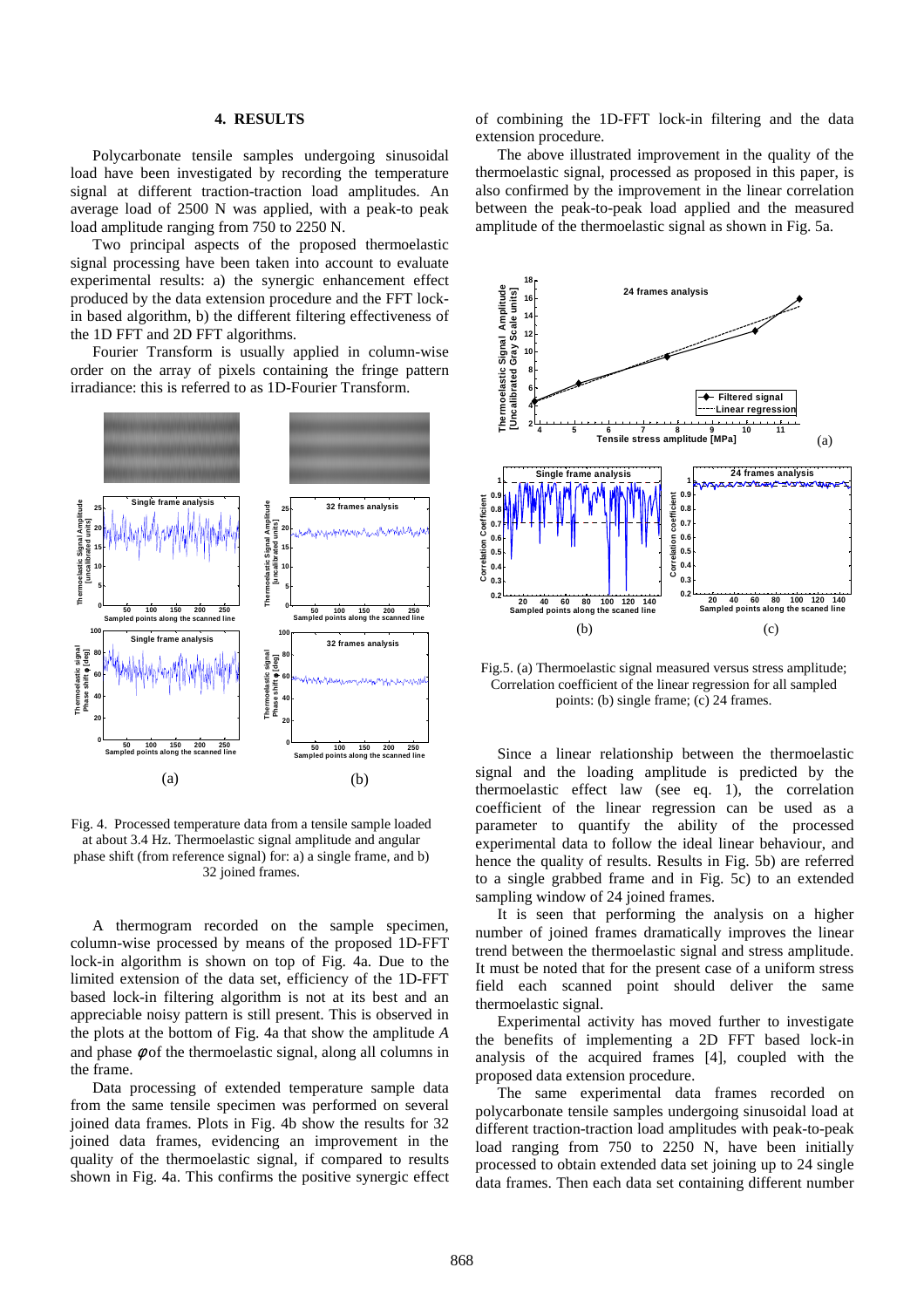## 4. RESULTS

Polycarbonate tensile samples undergoing sinusoidal load have been investigated by recording the temperature signal at different traction-traction load amplitudes. An average load of 2500 N was applied, with a peak-to peak load amplitude ranging from 750 to 2250 N.

Two principal aspects of the proposed thermoelastic signal processing have been taken into account to evaluate experimental results: a) the synergic enhancement effect produced by the data extension procedure and the FFT lock-in based algorithm, b) the different filtering effectiveness of the 1D FFT and 2D FFT algorithms.

Fourier Transform is usually applied in column-wise order on the array of pixels containing the fringe pattern irradiance: this is referred to as 1D-Fourier Transform.

Single frame analysis

32 frames analysis

Thermoelastic Signal Amplitude [uncalibrated units]

Sampled points along the scanned line

Thermoelastic signal Phase shift φ [deg]

(a)

(b)

Fig. 4. Processed temperature data from a tensile sample loaded at about 3.4 Hz. Thermoelastic signal amplitude and angular phase shift (from reference signal) for: a) a single frame, and b) 32 joined frames.

A thermogram recorded on the sample specimen, column-wise processed by means of the proposed 1D-FFT lock-in algorithm is shown on top of Fig. 4a. Due to the limited extension of the data set, efficiency of the 1D-FFT based lock-in filtering algorithm is not at its best and an appreciable noisy pattern is still present. This is observed in the plots at the bottom of Fig. 4a that show the amplitude $A$ and phase $\phi$ of the thermoelastic signal, along all columns in the frame.

Data processing of extended temperature sample data from the same tensile specimen was performed on several joined data frames. Plots in Fig. 4b show the results for 32 joined data frames, evidencing an improvement in the quality of the thermoelastic signal, if compared to results shown in Fig. 4a. This confirms the positive synergic effect of combining the 1D-FFT lock-in filtering and the data extension procedure.

The above illustrated improvement in the quality of the thermoelastic signal, processed as proposed in this paper, is also confirmed by the improvement in the linear correlation between the peak-to-peak load applied and the measured amplitude of the thermoelastic signal as shown in Fig. 5a.

24 frames analysis

Thermoelastic Signal Amplitude [Uncalibrated Gray Scale units]

Tensile stress amplitude [MPa]

Filtered signal

Linear regression

(a)

Single frame analysis

24 frames analysis

Correlation Coefficient

Sampled points along the scaned line

(b)

(c)

Fig.5. (a) Thermoelastic signal measured versus stress amplitude; Correlation coefficient of the linear regression for all sampled points: (b) single frame; (c) 24 frames.

Since a linear relationship between the thermoelastic signal and the loading amplitude is predicted by the thermoelastic effect law (see eq. 1), the correlation coefficient of the linear regression can be used as a parameter to quantify the ability of the processed experimental data to follow the ideal linear behaviour, and hence the quality of results. Results in Fig. 5b) are referred to a single grabbed frame and in Fig. 5c) to an extended sampling window of 24 joined frames.

It is seen that performing the analysis on a higher number of joined frames dramatically improves the linear trend between the thermoelastic signal and stress amplitude. It must be noted that for the present case of a uniform stress field each scanned point should deliver the same thermoelastic signal.

Experimental activity has moved further to investigate the benefits of implementing a 2D FFT based lock-in analysis of the acquired frames [4], coupled with the proposed data extension procedure.

The same experimental data frames recorded on polycarbonate tensile samples undergoing sinusoidal load at different traction-traction load amplitudes with peak-to-peak load ranging from 750 to 2250 N, have been initially processed to obtain extended data set joining up to 24 single data frames. Then each data set containing different number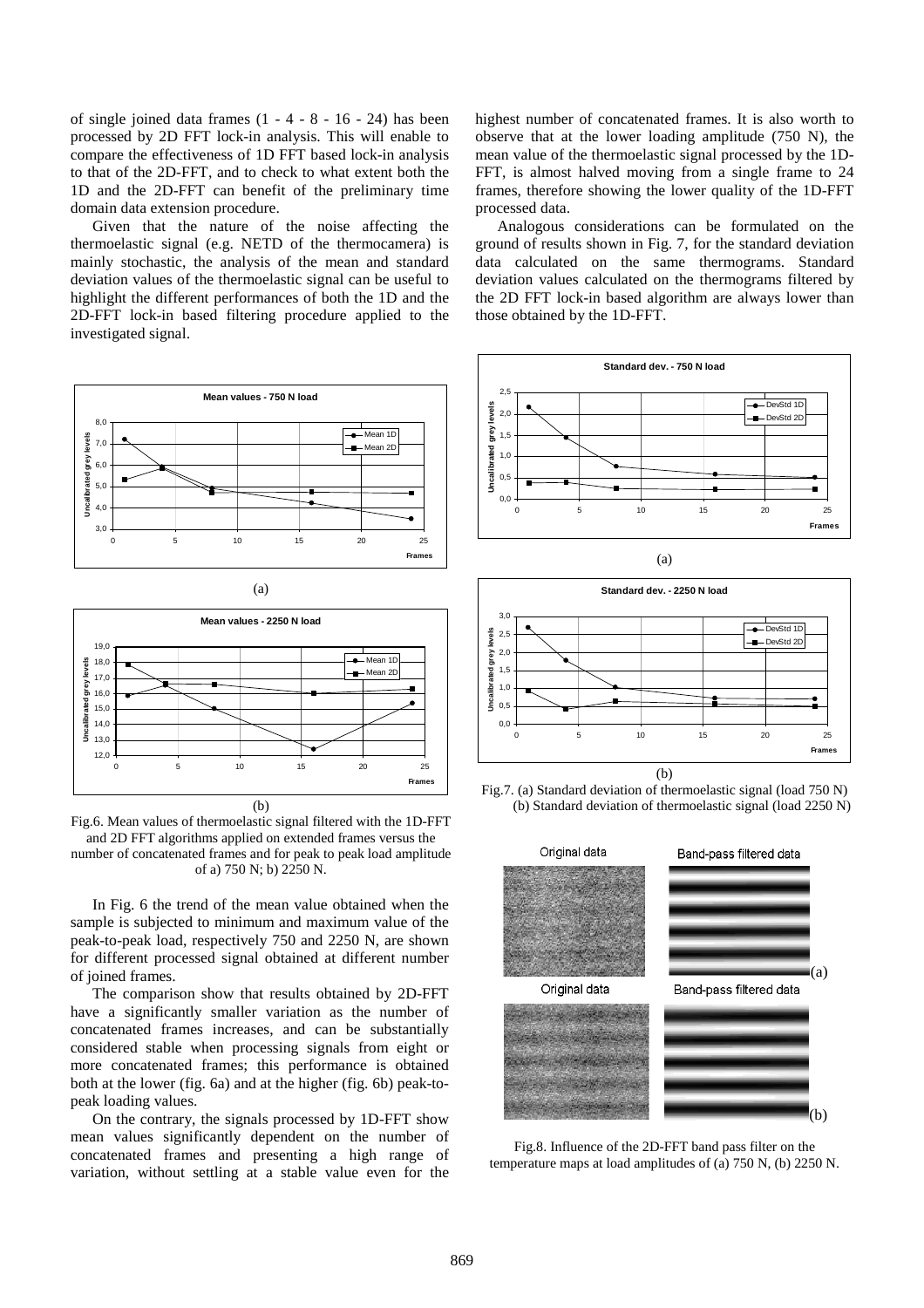of single joined data frames (1 - 4 - 8 - 16 - 24) has been processed by 2D FFT lock-in analysis. This will enable to compare the effectiveness of 1D FFT based lock-in analysis to that of the 2D-FFT, and to check to what extent both the 1D and the 2D-FFT can benefit of the preliminary time domain data extension procedure.

Given that the nature of the noise affecting the thermoelastic signal (e.g. NETD of the thermocamera) is mainly stochastic, the analysis of the mean and standard deviation values of the thermoelastic signal can be useful to highlight the different performances of both the 1D and the 2D-FFT lock-in based filtering procedure applied to the investigated signal.

Mean values - 750 N load

Uncalibrated grey levels

3,0
4,0
5,0
6,0
7,0
8,0

0 5 10 15 20 25

Frames

Mean 1D
Mean 2D

(a)

Mean values - 2250 N load

Uncalibrated grey levels

12,0
13,0
14,0
15,0
16,0
17,0
18,0
19,0

0 5 10 15 20 25

Frames

Mean 1D
Mean 2D

(b)

Fig.6. Mean values of thermoelastic signal filtered with the 1D-FFT and 2D FFT algorithms applied on extended frames versus the number of concatenated frames and for peak to peak load amplitude of a) 750 N; b) 2250 N.

In Fig. 6 the trend of the mean value obtained when the sample is subjected to minimum and maximum value of the peak-to-peak load, respectively 750 and 2250 N, are shown for different processed signal obtained at different number of joined frames.

The comparison show that results obtained by 2D-FFT have a significantly smaller variation as the number of concatenated frames increases, and can be substantially considered stable when processing signals from eight or more concatenated frames; this performance is obtained both at the lower (fig. 6a) and at the higher (fig. 6b) peak-to-peak loading values.

On the contrary, the signals processed by 1D-FFT show mean values significantly dependent on the number of concatenated frames and presenting a high range of variation, without settling at a stable value even for the highest number of concatenated frames. It is also worth to observe that at the lower loading amplitude (750 N), the mean value of the thermoelastic signal processed by the 1D-FFT, is almost halved moving from a single frame to 24 frames, therefore showing the lower quality of the 1D-FFT processed data.

Analogous considerations can be formulated on the ground of results shown in Fig. 7, for the standard deviation data calculated on the same thermograms. Standard deviation values calculated on the thermograms filtered by the 2D FFT lock-in based algorithm are always lower than those obtained by the 1D-FFT.

Standard dev. - 750 N load

Uncalibrated grey levels

0,0
0,5
1,0
1,5
2,0
2,5

0 5 10 15 20 25

Frames

DevStd 1D
DevStd 2D

(a)

Standard dev. - 2250 N load

Uncalibrated grey levels

0,0
0,5
1,0
1,5
2,0
2,5
3,0

0 5 10 15 20 25

Frames

DevStd 1D
DevStd 2D

(b)

Fig.7. (a) Standard deviation of thermoelastic signal (load 750 N) (b) Standard deviation of thermoelastic signal (load 2250 N)

Original data

Band-pass filtered data

(a)

Original data

Band-pass filtered data

(b)

Fig.8. Influence of the 2D-FFT band pass filter on the temperature maps at load amplitudes of (a) 750 N, (b) 2250 N.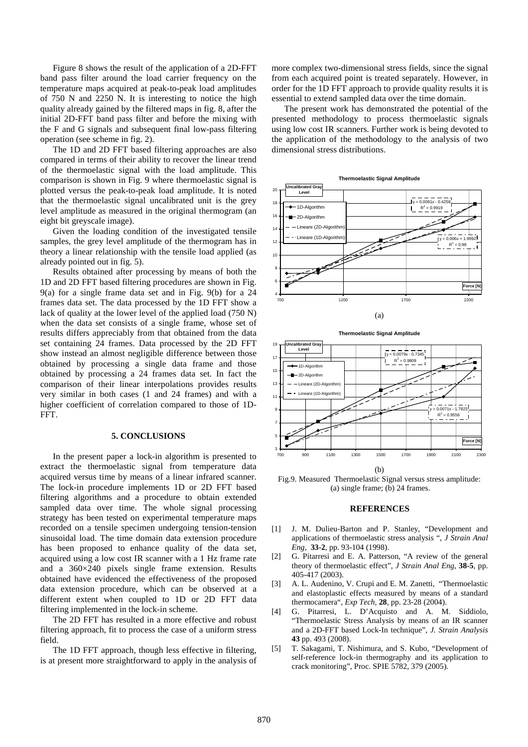Figure 8 shows the result of the application of a 2D-FFT band pass filter around the load carrier frequency on the temperature maps acquired at peak-to-peak load amplitudes of 750 N and 2250 N. It is interesting to notice the high quality already gained by the filtered maps in fig. 8, after the initial 2D-FFT band pass filter and before the mixing with the F and G signals and subsequent final low-pass filtering operation (see scheme in fig. 2).

The 1D and 2D FFT based filtering approaches are also compared in terms of their ability to recover the linear trend of the thermoelastic signal with the load amplitude. This comparison is shown in Fig. 9 where thermoelastic signal is plotted versus the peak-to-peak load amplitude. It is noted that the thermoelastic signal uncalibrated unit is the grey level amplitude as measured in the original thermogram (an eight bit greyscale image).

Given the loading condition of the investigated tensile samples, the grey level amplitude of the thermogram has in theory a linear relationship with the tensile load applied (as already pointed out in fig. 5).

Results obtained after processing by means of both the 1D and 2D FFT based filtering procedures are shown in Fig. 9(a) for a single frame data set and in Fig. 9(b) for a 24 frames data set. The data processed by the 1D FFT show a lack of quality at the lower level of the applied load (750 N) when the data set consists of a single frame, whose set of results differs appreciably from that obtained from the data set containing 24 frames. Data processed by the 2D FFT show instead an almost negligible difference between those obtained by processing a single data frame and those obtained by processing a 24 frames data set. In fact the comparison of their linear interpolations provides results very similar in both cases (1 and 24 frames) and with a higher coefficient of correlation compared to those of 1D-FFT.

## 5. CONCLUSIONS

In the present paper a lock-in algorithm is presented to extract the thermoelastic signal from temperature data acquired versus time by means of a linear infrared scanner. The lock-in procedure implements 1D or 2D FFT based filtering algorithms and a procedure to obtain extended sampled data over time. The whole signal processing strategy has been tested on experimental temperature maps recorded on a tensile specimen undergoing tension-tension sinusoidal load. The time domain data extension procedure has been proposed to enhance quality of the data set, acquired using a low cost IR scanner with a 1 Hz frame rate and a 360×240 pixels single frame extension. Results obtained have evidenced the effectiveness of the proposed data extension procedure, which can be observed at a different extent when coupled to 1D or 2D FFT data filtering implemented in the lock-in scheme.

The 2D FFT has resulted in a more effective and robust filtering approach, fit to process the case of a uniform stress field.

The 1D FFT approach, though less effective in filtering, is at present more straightforward to apply in the analysis of more complex two-dimensional stress fields, since the signal from each acquired point is treated separately. However, in order for the 1D FFT approach to provide quality results it is essential to extend sampled data over the time domain.

The present work has demonstrated the potential of the presented methodology to process thermoelastic signals using low cost IR scanners. Further work is being devoted to the application of the methodology to the analysis of two dimensional stress distributions.

Thermoelastic Signal Amplitude

Uncalibrated Gray Level

1D-Algorithm
2D-Algorithm
Lineare (2D-Algorithm)
Lineare (1D-Algorithm)

y = 0.0081x - 0.4258
$R^2$ = 0.9919

y = 0.006x + 1.9992
$R^2$ = 0.98

Force [N]

(a)

Thermoelastic Signal Amplitude

Uncalibrated Gray Level

1D-Algorithm
2D-Algorithm
Lineare (2D-Algorithm)
Lineare (1D-Algorithm)

y = 0.0079x - 0.7345
$R^2$ = 0.9809

y = 0.0071x - 1.7823
$R^2$ = 0.9556

Force [N]

(b)

Fig.9. Measured Thermoelastic Signal versus stress amplitude: (a) single frame; (b) 24 frames.

## REFERENCES

[1] J. M. Dulieu-Barton and P. Stanley, "Development and applications of thermoelastic stress analysis ", *J Strain Anal Eng*, **33-2**, pp. 93-104 (1998).

[2] G. Pitarresi and E. A. Patterson, "A review of the general theory of thermoelastic effect", *J Strain Anal Eng*, **38-5**, pp. 405-417 (2003).

[3] A. L. Audenino, V. Crupi and E. M. Zanetti, "Thermoelastic and elastoplastic effects measured by means of a standard thermocamera", *Exp Tech*, **28**, pp. 23-28 (2004).

[4] G. Pitarresi, L. D'Acquisto and A. M. Siddiolo, "Thermoelastic Stress Analysis by means of an IR scanner and a 2D-FFT based Lock-In technique", *J. Strain Analysis* **43** pp. 493 (2008).

[5] T. Sakagami, T. Nishimura, and S. Kubo, "Development of self-reference lock-in thermography and its application to crack monitoring", Proc. SPIE 5782, 379 (2005).